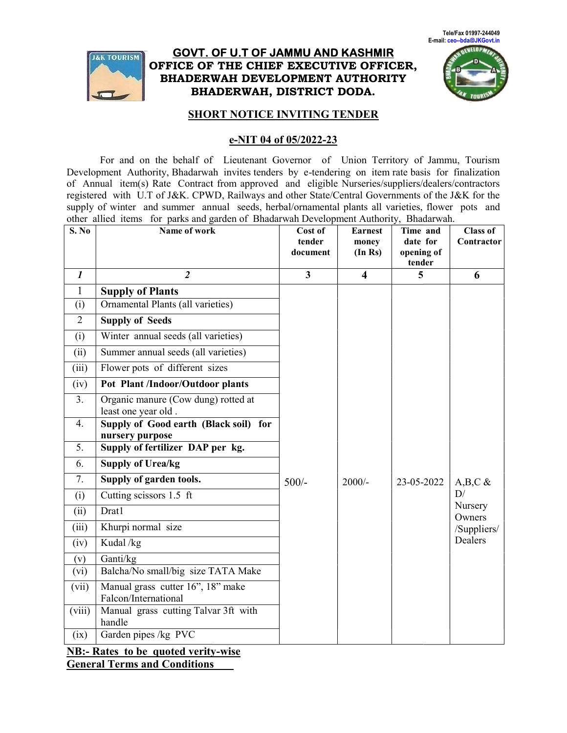Tele/Fax 01997-244049
E-mail: ceo--bda@JKGovt.in

# GOVT. OF U.T OF JAMMU AND KASHMIR
## OFFICE OF THE CHIEF EXECUTIVE OFFICER, BHADERWAH DEVELOPMENT AUTHORITY BHADERWAH, DISTRICT DODA.

### SHORT NOTICE INVITING TENDER

### e-NIT 04 of 05/2022-23

For and on the behalf of Lieutenant Governor of Union Territory of Jammu, Tourism Development Authority, Bhadarwah invites tenders by e-tendering on item rate basis for finalization of Annual item(s) Rate Contract from approved and eligible Nurseries/suppliers/dealers/contractors registered with U.T of J&K. CPWD, Railways and other State/Central Governments of the J&K for the supply of winter and summer annual seeds, herbal/ornamental plants all varieties, flower pots and other allied items for parks and garden of Bhadarwah Development Authority, Bhadarwah.

| S. No | Name of work | Cost of tender document | Earnest money (In Rs) | Time and date for opening of tender | Class of Contractor |
|---|---|---|---|---|---|
| *1* | *2* | **3** | **4** | **5** | **6** |
| 1 | **Supply of Plants** | 500/- | 2000/- | 23-05-2022 | A,B,C & D/ Nursery Owners /Suppliers/ Dealers |
| (i) | Ornamental Plants (all varieties) | | | | |
| 2 | **Supply of Seeds** | | | | |
| (i) | Winter annual seeds (all varieties) | | | | |
| (ii) | Summer annual seeds (all varieties) | | | | |
| (iii) | Flower pots of different sizes | | | | |
| (iv) | **Pot Plant /Indoor/Outdoor plants** | | | | |
| 3. | Organic manure (Cow dung) rotted at least one year old . | | | | |
| 4. | **Supply of Good earth (Black soil) for nursery purpose** | | | | |
| 5. | **Supply of fertilizer DAP per kg.** | | | | |
| 6. | **Supply of Urea/kg** | | | | |
| 7. | **Supply of garden tools.** | | | | |
| (i) | Cutting scissors 1.5 ft | | | | |
| (ii) | Drat1 | | | | |
| (iii) | Khurpi normal size | | | | |
| (iv) | Kudal /kg | | | | |
| (v) | Ganti/kg | | | | |
| (vi) | Balcha/No small/big size TATA Make | | | | |
| (vii) | Manual grass cutter 16", 18" make Falcon/International | | | | |
| (viii) | Manual grass cutting Talvar 3ft with handle | | | | |
| (ix) | Garden pipes /kg PVC | | | | |

**NB:- Rates to be quoted verity-wise**

**General Terms and Conditions**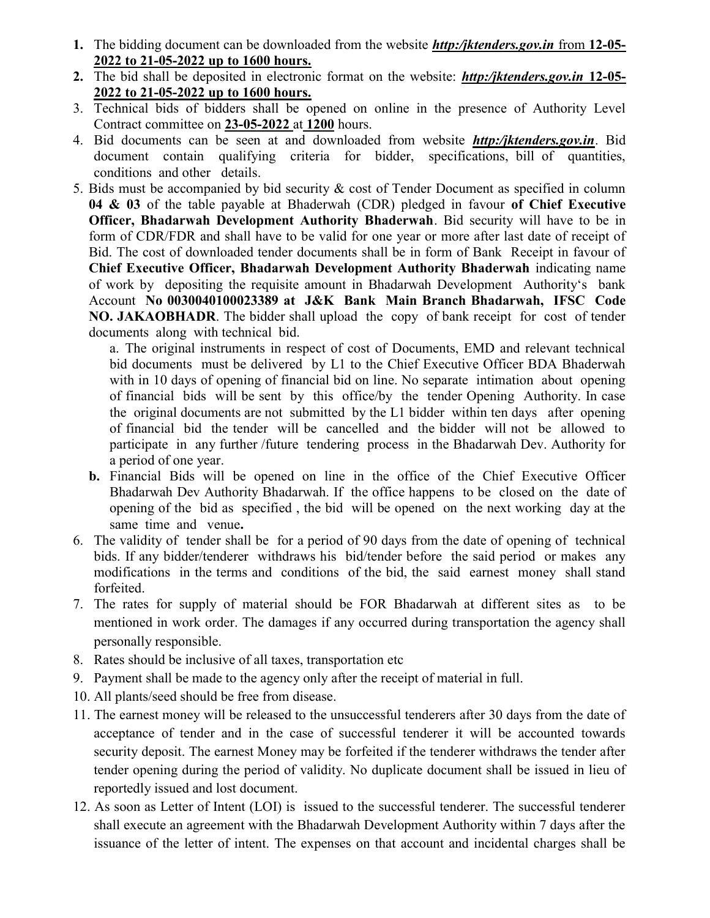1. The bidding document can be downloaded from the website ***http:/jktenders.gov.in*** from **12-05-2022 to 21-05-2022 up to 1600 hours.**
2. The bid shall be deposited in electronic format on the website: ***http:/jktenders.gov.in*** **12-05-2022 to 21-05-2022 up to 1600 hours.**
3. Technical bids of bidders shall be opened on online in the presence of Authority Level Contract committee on **23-05-2022** at **1200** hours.
4. Bid documents can be seen at and downloaded from website ***http:/jktenders.gov.in***. Bid document contain qualifying criteria for bidder, specifications, bill of quantities, conditions and other details.
5. Bids must be accompanied by bid security & cost of Tender Document as specified in column **04 & 03** of the table payable at Bhaderwah (CDR) pledged in favour **of Chief Executive Officer, Bhadarwah Development Authority Bhaderwah**. Bid security will have to be in form of CDR/FDR and shall have to be valid for one year or more after last date of receipt of Bid. The cost of downloaded tender documents shall be in form of Bank Receipt in favour of **Chief Executive Officer, Bhadarwah Development Authority Bhaderwah** indicating name of work by depositing the requisite amount in Bhadarwah Development Authority's bank Account **No 0030040100023389 at J&K Bank Main Branch Bhadarwah, IFSC Code NO. JAKAOBHADR**. The bidder shall upload the copy of bank receipt for cost of tender documents along with technical bid.

   a. The original instruments in respect of cost of Documents, EMD and relevant technical bid documents must be delivered by L1 to the Chief Executive Officer BDA Bhaderwah with in 10 days of opening of financial bid on line. No separate intimation about opening of financial bids will be sent by this office/by the tender Opening Authority. In case the original documents are not submitted by the L1 bidder within ten days after opening of financial bid the tender will be cancelled and the bidder will not be allowed to participate in any further /future tendering process in the Bhadarwah Dev. Authority for a period of one year.

   **b.** Financial Bids will be opened on line in the office of the Chief Executive Officer Bhadarwah Dev Authority Bhadarwah. If the office happens to be closed on the date of opening of the bid as specified , the bid will be opened on the next working day at the same time and venue**.**
6. The validity of tender shall be for a period of 90 days from the date of opening of technical bids. If any bidder/tenderer withdraws his bid/tender before the said period or makes any modifications in the terms and conditions of the bid, the said earnest money shall stand forfeited.
7. The rates for supply of material should be FOR Bhadarwah at different sites as to be mentioned in work order. The damages if any occurred during transportation the agency shall personally responsible.
8. Rates should be inclusive of all taxes, transportation etc
9. Payment shall be made to the agency only after the receipt of material in full.
10. All plants/seed should be free from disease.
11. The earnest money will be released to the unsuccessful tenderers after 30 days from the date of acceptance of tender and in the case of successful tenderer it will be accounted towards security deposit. The earnest Money may be forfeited if the tenderer withdraws the tender after tender opening during the period of validity. No duplicate document shall be issued in lieu of reportedly issued and lost document.
12. As soon as Letter of Intent (LOI) is issued to the successful tenderer. The successful tenderer shall execute an agreement with the Bhadarwah Development Authority within 7 days after the issuance of the letter of intent. The expenses on that account and incidental charges shall be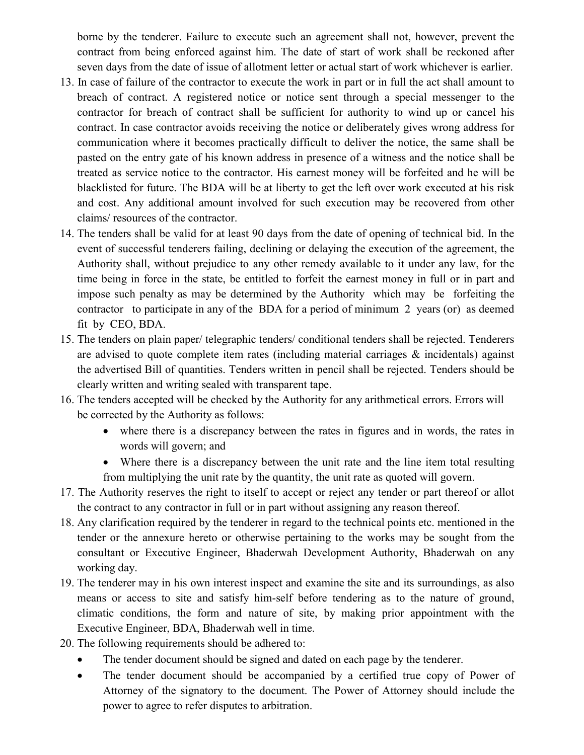borne by the tenderer. Failure to execute such an agreement shall not, however, prevent the contract from being enforced against him. The date of start of work shall be reckoned after seven days from the date of issue of allotment letter or actual start of work whichever is earlier.

13. In case of failure of the contractor to execute the work in part or in full the act shall amount to breach of contract. A registered notice or notice sent through a special messenger to the contractor for breach of contract shall be sufficient for authority to wind up or cancel his contract. In case contractor avoids receiving the notice or deliberately gives wrong address for communication where it becomes practically difficult to deliver the notice, the same shall be pasted on the entry gate of his known address in presence of a witness and the notice shall be treated as service notice to the contractor. His earnest money will be forfeited and he will be blacklisted for future. The BDA will be at liberty to get the left over work executed at his risk and cost. Any additional amount involved for such execution may be recovered from other claims/ resources of the contractor.
14. The tenders shall be valid for at least 90 days from the date of opening of technical bid. In the event of successful tenderers failing, declining or delaying the execution of the agreement, the Authority shall, without prejudice to any other remedy available to it under any law, for the time being in force in the state, be entitled to forfeit the earnest money in full or in part and impose such penalty as may be determined by the Authority which may be forfeiting the contractor to participate in any of the BDA for a period of minimum 2 years (or) as deemed fit by CEO, BDA.
15. The tenders on plain paper/ telegraphic tenders/ conditional tenders shall be rejected. Tenderers are advised to quote complete item rates (including material carriages & incidentals) against the advertised Bill of quantities. Tenders written in pencil shall be rejected. Tenders should be clearly written and writing sealed with transparent tape.
16. The tenders accepted will be checked by the Authority for any arithmetical errors. Errors will be corrected by the Authority as follows:
    - where there is a discrepancy between the rates in figures and in words, the rates in words will govern; and
    - Where there is a discrepancy between the unit rate and the line item total resulting from multiplying the unit rate by the quantity, the unit rate as quoted will govern.
17. The Authority reserves the right to itself to accept or reject any tender or part thereof or allot the contract to any contractor in full or in part without assigning any reason thereof.
18. Any clarification required by the tenderer in regard to the technical points etc. mentioned in the tender or the annexure hereto or otherwise pertaining to the works may be sought from the consultant or Executive Engineer, Bhaderwah Development Authority, Bhaderwah on any working day.
19. The tenderer may in his own interest inspect and examine the site and its surroundings, as also means or access to site and satisfy him-self before tendering as to the nature of ground, climatic conditions, the form and nature of site, by making prior appointment with the Executive Engineer, BDA, Bhaderwah well in time.
20. The following requirements should be adhered to:
    - The tender document should be signed and dated on each page by the tenderer.
    - The tender document should be accompanied by a certified true copy of Power of Attorney of the signatory to the document. The Power of Attorney should include the power to agree to refer disputes to arbitration.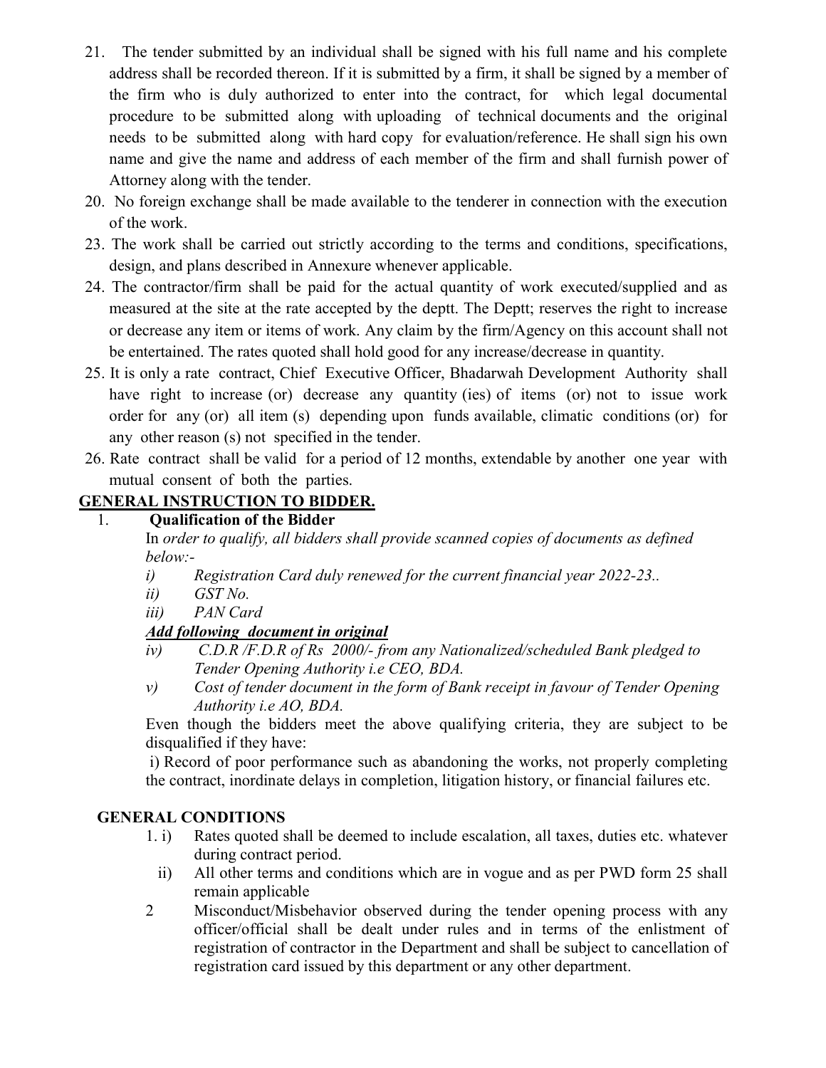21. The tender submitted by an individual shall be signed with his full name and his complete address shall be recorded thereon. If it is submitted by a firm, it shall be signed by a member of the firm who is duly authorized to enter into the contract, for which legal documental procedure to be submitted along with uploading of technical documents and the original needs to be submitted along with hard copy for evaluation/reference. He shall sign his own name and give the name and address of each member of the firm and shall furnish power of Attorney along with the tender.
20. No foreign exchange shall be made available to the tenderer in connection with the execution of the work.
23. The work shall be carried out strictly according to the terms and conditions, specifications, design, and plans described in Annexure whenever applicable.
24. The contractor/firm shall be paid for the actual quantity of work executed/supplied and as measured at the site at the rate accepted by the deptt. The Deptt; reserves the right to increase or decrease any item or items of work. Any claim by the firm/Agency on this account shall not be entertained. The rates quoted shall hold good for any increase/decrease in quantity.
25. It is only a rate contract, Chief Executive Officer, Bhadarwah Development Authority shall have right to increase (or) decrease any quantity (ies) of items (or) not to issue work order for any (or) all item (s) depending upon funds available, climatic conditions (or) for any other reason (s) not specified in the tender.
26. Rate contract shall be valid for a period of 12 months, extendable by another one year with mutual consent of both the parties.

## GENERAL INSTRUCTION TO BIDDER.

1. **Qualification of the Bidder**

   In *order to qualify, all bidders shall provide scanned copies of documents as defined below:-*

   *i) Registration Card duly renewed for the current financial year 2022-23..*

   *ii) GST No.*

   *iii) PAN Card*

   ***Add following document in original***

   *iv) C.D.R /F.D.R of Rs 2000/- from any Nationalized/scheduled Bank pledged to Tender Opening Authority i.e CEO, BDA.*

   *v) Cost of tender document in the form of Bank receipt in favour of Tender Opening Authority i.e AO, BDA.*

   Even though the bidders meet the above qualifying criteria, they are subject to be disqualified if they have:

   i) Record of poor performance such as abandoning the works, not properly completing the contract, inordinate delays in completion, litigation history, or financial failures etc.

## GENERAL CONDITIONS

1. i) Rates quoted shall be deemed to include escalation, all taxes, duties etc. whatever during contract period.

   ii) All other terms and conditions which are in vogue and as per PWD form 25 shall remain applicable

2. Misconduct/Misbehavior observed during the tender opening process with any officer/official shall be dealt under rules and in terms of the enlistment of registration of contractor in the Department and shall be subject to cancellation of registration card issued by this department or any other department.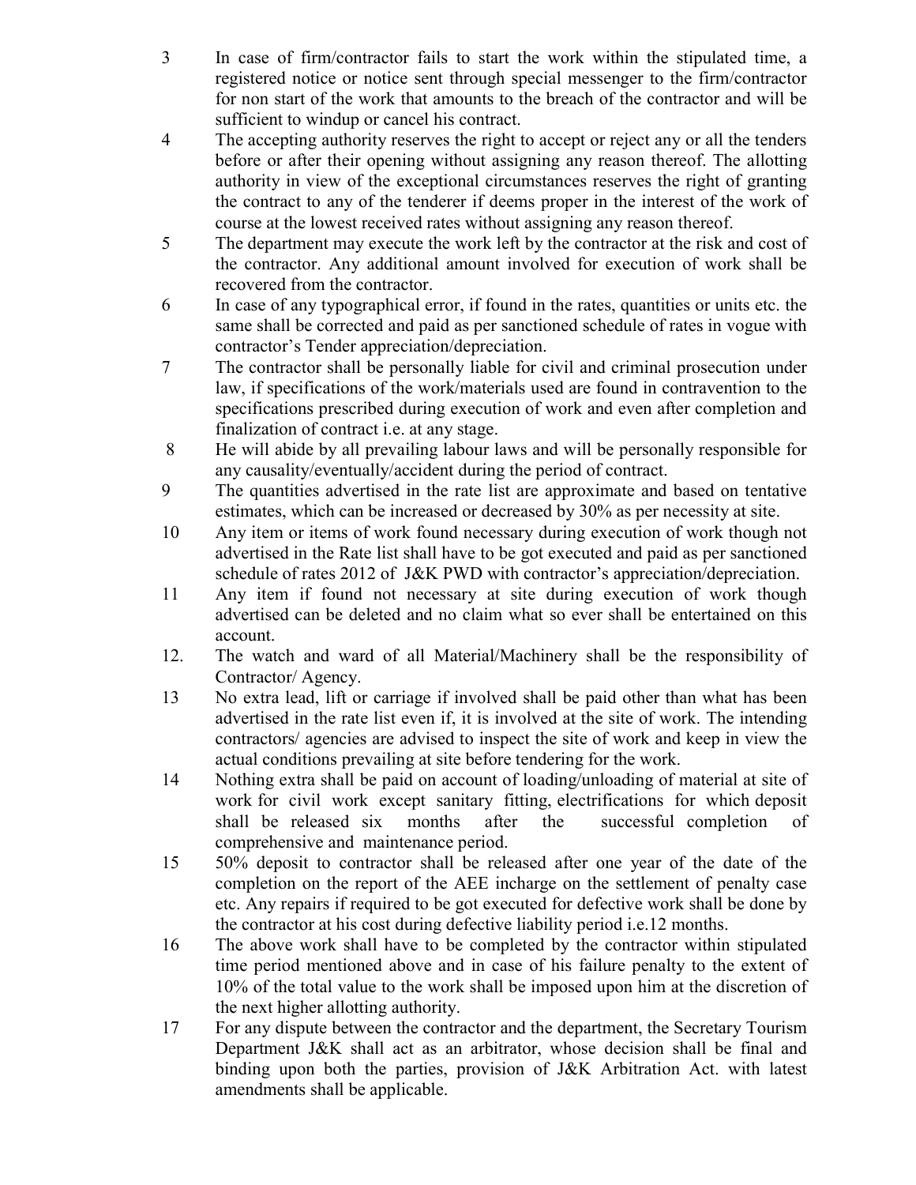3. In case of firm/contractor fails to start the work within the stipulated time, a registered notice or notice sent through special messenger to the firm/contractor for non start of the work that amounts to the breach of the contractor and will be sufficient to windup or cancel his contract.
4. The accepting authority reserves the right to accept or reject any or all the tenders before or after their opening without assigning any reason thereof. The allotting authority in view of the exceptional circumstances reserves the right of granting the contract to any of the tenderer if deems proper in the interest of the work of course at the lowest received rates without assigning any reason thereof.
5. The department may execute the work left by the contractor at the risk and cost of the contractor. Any additional amount involved for execution of work shall be recovered from the contractor.
6. In case of any typographical error, if found in the rates, quantities or units etc. the same shall be corrected and paid as per sanctioned schedule of rates in vogue with contractor's Tender appreciation/depreciation.
7. The contractor shall be personally liable for civil and criminal prosecution under law, if specifications of the work/materials used are found in contravention to the specifications prescribed during execution of work and even after completion and finalization of contract i.e. at any stage.
8. He will abide by all prevailing labour laws and will be personally responsible for any causality/eventually/accident during the period of contract.
9. The quantities advertised in the rate list are approximate and based on tentative estimates, which can be increased or decreased by 30% as per necessity at site.
10. Any item or items of work found necessary during execution of work though not advertised in the Rate list shall have to be got executed and paid as per sanctioned schedule of rates 2012 of J&K PWD with contractor's appreciation/depreciation.
11. Any item if found not necessary at site during execution of work though advertised can be deleted and no claim what so ever shall be entertained on this account.
12. The watch and ward of all Material/Machinery shall be the responsibility of Contractor/ Agency.
13. No extra lead, lift or carriage if involved shall be paid other than what has been advertised in the rate list even if, it is involved at the site of work. The intending contractors/ agencies are advised to inspect the site of work and keep in view the actual conditions prevailing at site before tendering for the work.
14. Nothing extra shall be paid on account of loading/unloading of material at site of work for civil work except sanitary fitting, electrifications for which deposit shall be released six months after the successful completion of comprehensive and maintenance period.
15. 50% deposit to contractor shall be released after one year of the date of the completion on the report of the AEE incharge on the settlement of penalty case etc. Any repairs if required to be got executed for defective work shall be done by the contractor at his cost during defective liability period i.e.12 months.
16. The above work shall have to be completed by the contractor within stipulated time period mentioned above and in case of his failure penalty to the extent of 10% of the total value to the work shall be imposed upon him at the discretion of the next higher allotting authority.
17. For any dispute between the contractor and the department, the Secretary Tourism Department J&K shall act as an arbitrator, whose decision shall be final and binding upon both the parties, provision of J&K Arbitration Act. with latest amendments shall be applicable.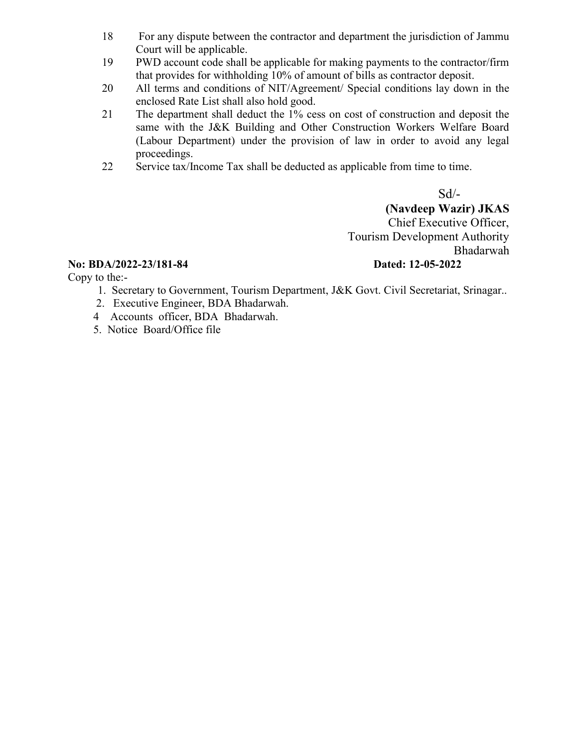18. For any dispute between the contractor and department the jurisdiction of Jammu Court will be applicable.
19. PWD account code shall be applicable for making payments to the contractor/firm that provides for withholding 10% of amount of bills as contractor deposit.
20. All terms and conditions of NIT/Agreement/ Special conditions lay down in the enclosed Rate List shall also hold good.
21. The department shall deduct the 1% cess on cost of construction and deposit the same with the J&K Building and Other Construction Workers Welfare Board (Labour Department) under the provision of law in order to avoid any legal proceedings.
22. Service tax/Income Tax shall be deducted as applicable from time to time.

Sd/-

**(Navdeep Wazir) JKAS**
Chief Executive Officer,
Tourism Development Authority
Bhadarwah

**No: BDA/2022-23/181-84** **Dated: 12-05-2022**

Copy to the:-

1. Secretary to Government, Tourism Department, J&K Govt. Civil Secretariat, Srinagar..
2. Executive Engineer, BDA Bhadarwah.
4. Accounts officer, BDA Bhadarwah.
5. Notice Board/Office file